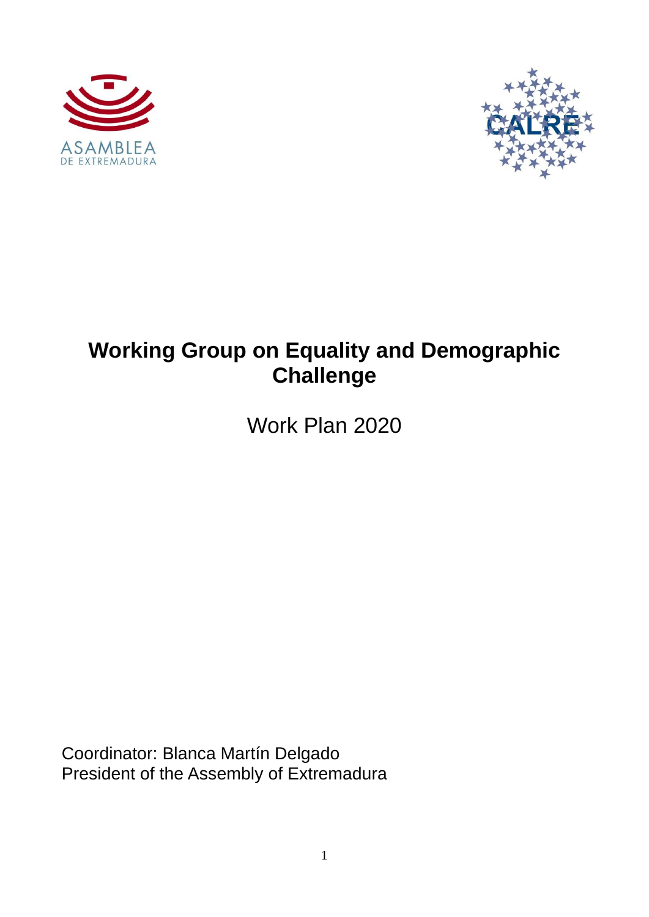ASAMBLEA
DE EXTREMADURA

CALRE

# Working Group on Equality and Demographic Challenge

Work Plan 2020

Coordinator: Blanca Martín Delgado
President of the Assembly of Extremadura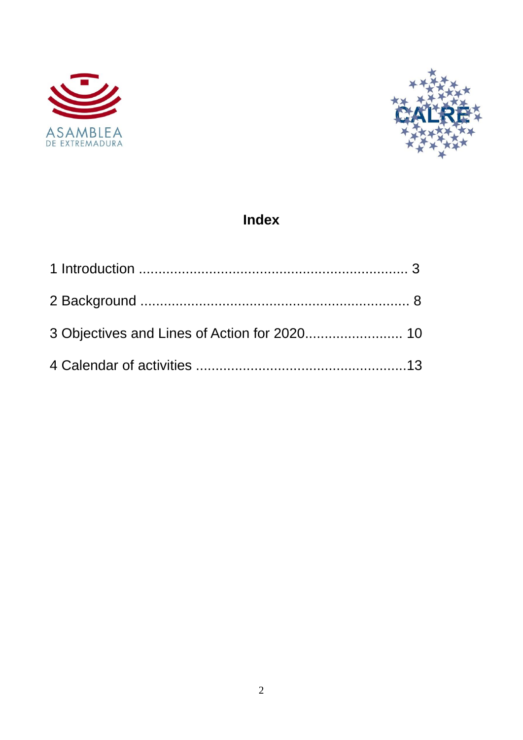ASAMBLEA DE EXTREMADURA

CALRE

## Index

1 Introduction .................................................................... 3

2 Background .................................................................... 8

3 Objectives and Lines of Action for 2020......................... 10

4 Calendar of activities .....................................................13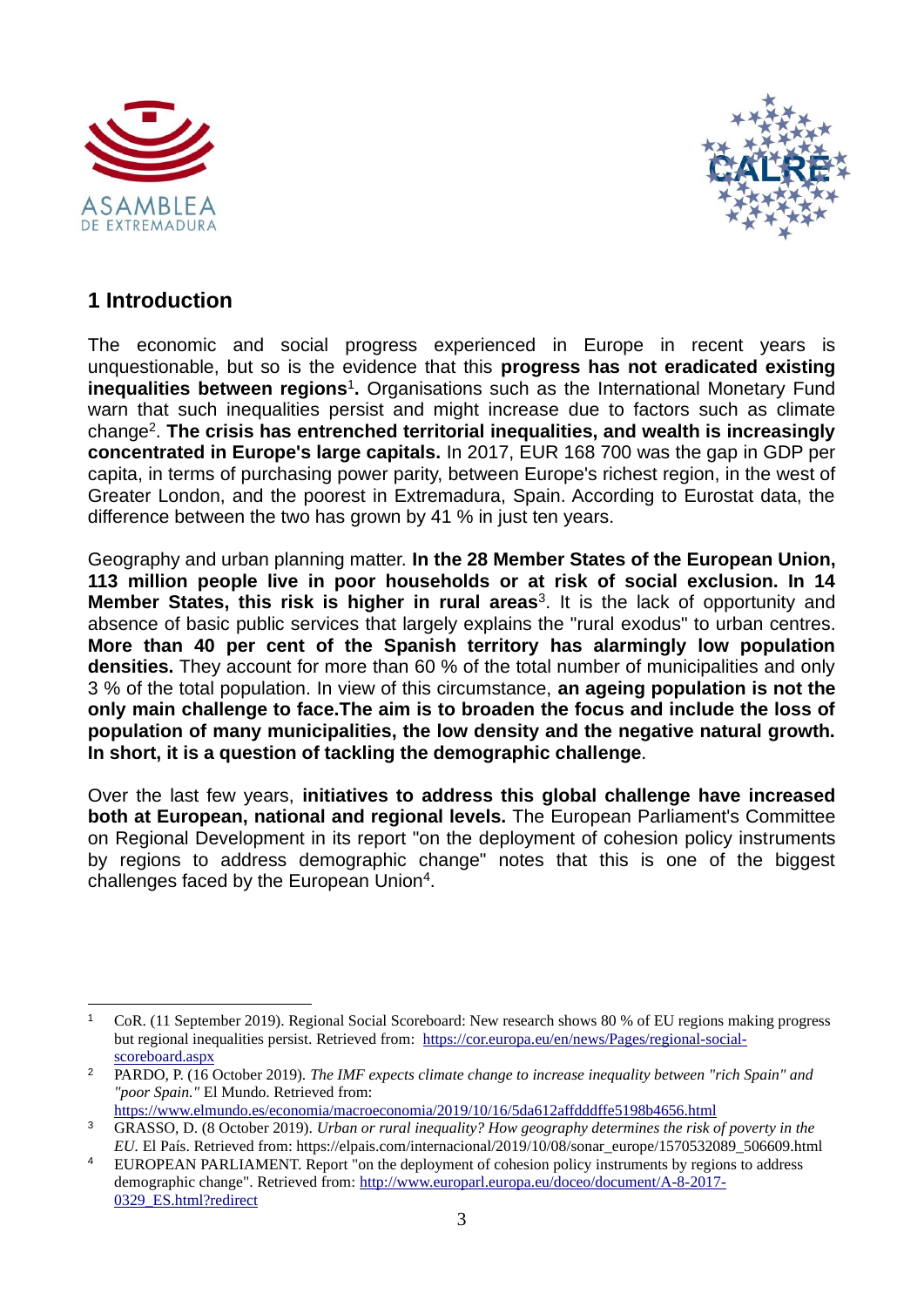## 1 Introduction

The economic and social progress experienced in Europe in recent years is unquestionable, but so is the evidence that this **progress has not eradicated existing inequalities between regions**[1]**.** Organisations such as the International Monetary Fund warn that such inequalities persist and might increase due to factors such as climate change[2]. **The crisis has entrenched territorial inequalities, and wealth is increasingly concentrated in Europe's large capitals.** In 2017, EUR 168 700 was the gap in GDP per capita, in terms of purchasing power parity, between Europe's richest region, in the west of Greater London, and the poorest in Extremadura, Spain. According to Eurostat data, the difference between the two has grown by 41 % in just ten years.

Geography and urban planning matter. **In the 28 Member States of the European Union, 113 million people live in poor households or at risk of social exclusion. In 14 Member States, this risk is higher in rural areas**[3]. It is the lack of opportunity and absence of basic public services that largely explains the "rural exodus" to urban centres. **More than 40 per cent of the Spanish territory has alarmingly low population densities.** They account for more than 60 % of the total number of municipalities and only 3 % of the total population. In view of this circumstance, **an ageing population is not the only main challenge to face.The aim is to broaden the focus and include the loss of population of many municipalities, the low density and the negative natural growth. In short, it is a question of tackling the demographic challenge**.

Over the last few years, **initiatives to address this global challenge have increased both at European, national and regional levels.** The European Parliament's Committee on Regional Development in its report "on the deployment of cohesion policy instruments by regions to address demographic change" notes that this is one of the biggest challenges faced by the European Union[4].

---

[1] CoR. (11 September 2019). Regional Social Scoreboard: New research shows 80 % of EU regions making progress but regional inequalities persist. Retrieved from: https://cor.europa.eu/en/news/Pages/regional-social-scoreboard.aspx

[2] PARDO, P. (16 October 2019). *The IMF expects climate change to increase inequality between "rich Spain" and "poor Spain."* El Mundo. Retrieved from: https://www.elmundo.es/economia/macroeconomia/2019/10/16/5da612affdddffe5198b4656.html

[3] GRASSO, D. (8 October 2019). *Urban or rural inequality? How geography determines the risk of poverty in the EU*. El País. Retrieved from: https://elpais.com/internacional/2019/10/08/sonar_europe/1570532089_506609.html

[4] EUROPEAN PARLIAMENT. Report "on the deployment of cohesion policy instruments by regions to address demographic change". Retrieved from: http://www.europarl.europa.eu/doceo/document/A-8-2017-0329_ES.html?redirect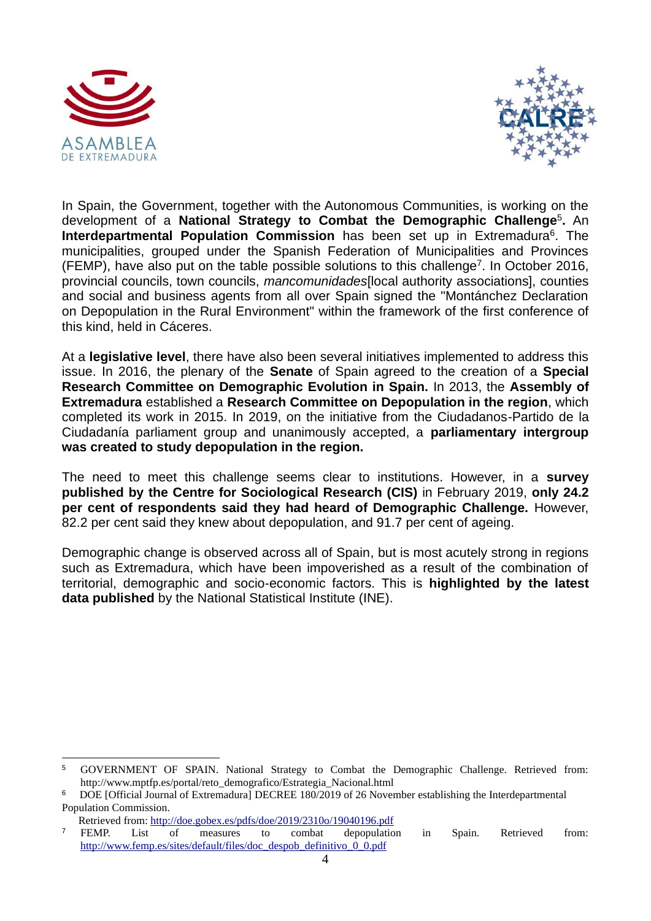In Spain, the Government, together with the Autonomous Communities, is working on the development of a **National Strategy to Combat the Demographic Challenge**[5]**.** An **Interdepartmental Population Commission** has been set up in Extremadura[6]. The municipalities, grouped under the Spanish Federation of Municipalities and Provinces (FEMP), have also put on the table possible solutions to this challenge[7]. In October 2016, provincial councils, town councils, *mancomunidades*[local authority associations], counties and social and business agents from all over Spain signed the "Montánchez Declaration on Depopulation in the Rural Environment" within the framework of the first conference of this kind, held in Cáceres.

At a **legislative level**, there have also been several initiatives implemented to address this issue. In 2016, the plenary of the **Senate** of Spain agreed to the creation of a **Special Research Committee on Demographic Evolution in Spain.** In 2013, the **Assembly of Extremadura** established a **Research Committee on Depopulation in the region**, which completed its work in 2015. In 2019, on the initiative from the Ciudadanos-Partido de la Ciudadanía parliament group and unanimously accepted, a **parliamentary intergroup was created to study depopulation in the region.**

The need to meet this challenge seems clear to institutions. However, in a **survey published by the Centre for Sociological Research (CIS)** in February 2019, **only 24.2 per cent of respondents said they had heard of Demographic Challenge.** However, 82.2 per cent said they knew about depopulation, and 91.7 per cent of ageing.

Demographic change is observed across all of Spain, but is most acutely strong in regions such as Extremadura, which have been impoverished as a result of the combination of territorial, demographic and socio-economic factors. This is **highlighted by the latest data published** by the National Statistical Institute (INE).

---

[5] GOVERNMENT OF SPAIN. National Strategy to Combat the Demographic Challenge. Retrieved from: http://www.mptfp.es/portal/reto_demografico/Estrategia_Nacional.html

[6] DOE [Official Journal of Extremadura] DECREE 180/2019 of 26 November establishing the Interdepartmental Population Commission.
Retrieved from: http://doe.gobex.es/pdfs/doe/2019/2310o/19040196.pdf

[7] FEMP. List of measures to combat depopulation in Spain. Retrieved from: http://www.femp.es/sites/default/files/doc_despob_definitivo_0_0.pdf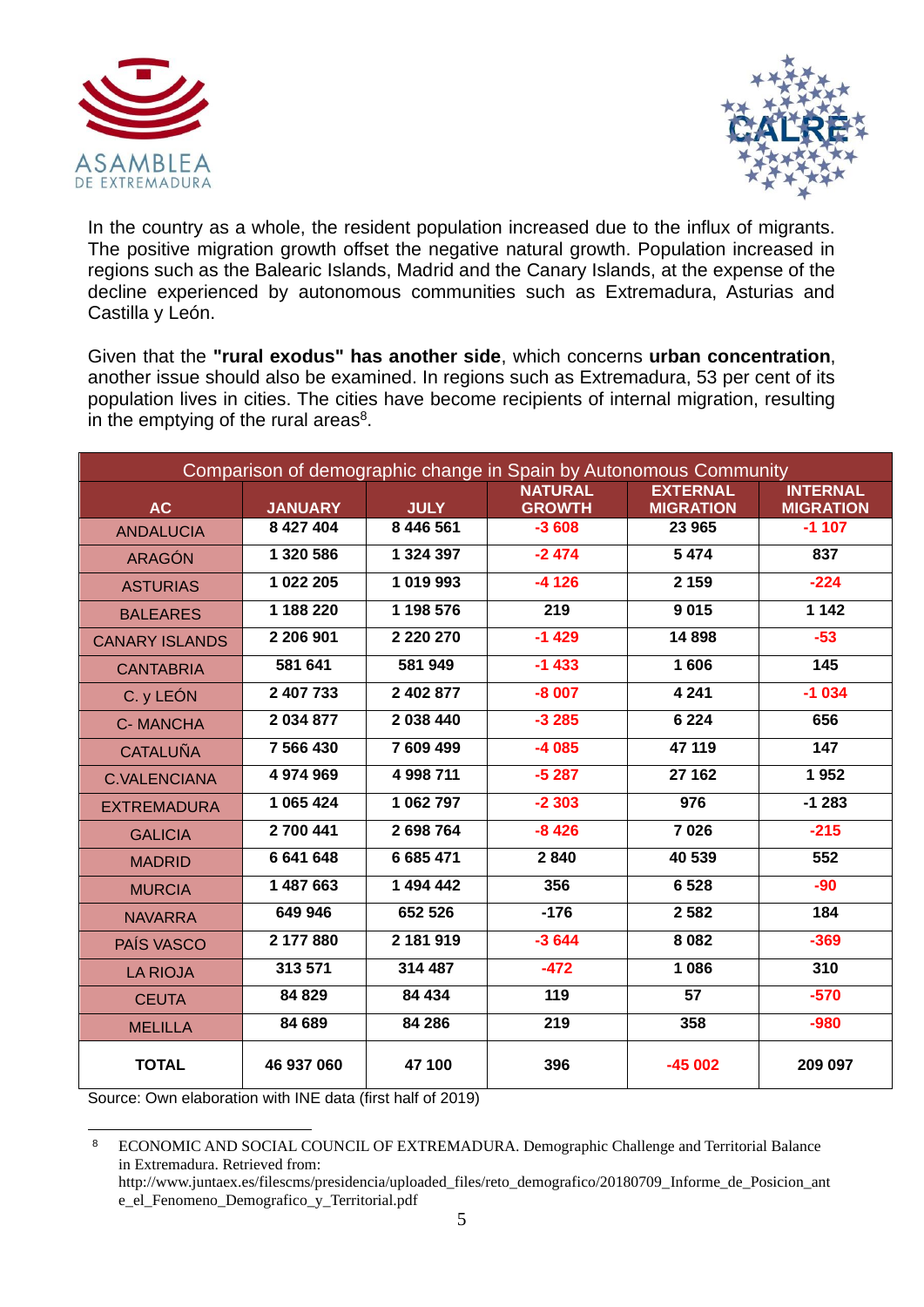In the country as a whole, the resident population increased due to the influx of migrants. The positive migration growth offset the negative natural growth. Population increased in regions such as the Balearic Islands, Madrid and the Canary Islands, at the expense of the decline experienced by autonomous communities such as Extremadura, Asturias and Castilla y León.

Given that the **"rural exodus" has another side**, which concerns **urban concentration**, another issue should also be examined. In regions such as Extremadura, 53 per cent of its population lives in cities. The cities have become recipients of internal migration, resulting in the emptying of the rural areas[8].

| Comparison of demographic change in Spain by Autonomous Community | | | | | |
|---|---|---|---|---|---|
| **AC** | **JANUARY** | **JULY** | **NATURAL GROWTH** | **EXTERNAL MIGRATION** | **INTERNAL MIGRATION** |
| ANDALUCIA | 8 427 404 | 8 446 561 | -3 608 | 23 965 | -1 107 |
| ARAGÓN | 1 320 586 | 1 324 397 | -2 474 | 5 474 | 837 |
| ASTURIAS | 1 022 205 | 1 019 993 | -4 126 | 2 159 | -224 |
| BALEARES | 1 188 220 | 1 198 576 | 219 | 9 015 | 1 142 |
| CANARY ISLANDS | 2 206 901 | 2 220 270 | -1 429 | 14 898 | -53 |
| CANTABRIA | 581 641 | 581 949 | -1 433 | 1 606 | 145 |
| C. y LEÓN | 2 407 733 | 2 402 877 | -8 007 | 4 241 | -1 034 |
| C- MANCHA | 2 034 877 | 2 038 440 | -3 285 | 6 224 | 656 |
| CATALUÑA | 7 566 430 | 7 609 499 | -4 085 | 47 119 | 147 |
| C.VALENCIANA | 4 974 969 | 4 998 711 | -5 287 | 27 162 | 1 952 |
| EXTREMADURA | 1 065 424 | 1 062 797 | -2 303 | 976 | -1 283 |
| GALICIA | 2 700 441 | 2 698 764 | -8 426 | 7 026 | -215 |
| MADRID | 6 641 648 | 6 685 471 | 2 840 | 40 539 | 552 |
| MURCIA | 1 487 663 | 1 494 442 | 356 | 6 528 | -90 |
| NAVARRA | 649 946 | 652 526 | -176 | 2 582 | 184 |
| PAÍS VASCO | 2 177 880 | 2 181 919 | -3 644 | 8 082 | -369 |
| LA RIOJA | 313 571 | 314 487 | -472 | 1 086 | 310 |
| CEUTA | 84 829 | 84 434 | 119 | 57 | -570 |
| MELILLA | 84 689 | 84 286 | 219 | 358 | -980 |
| **TOTAL** | **46 937 060** | **47 100** | **396** | **-45 002** | **209 097** |

Source: Own elaboration with INE data (first half of 2019)

[8] ECONOMIC AND SOCIAL COUNCIL OF EXTREMADURA. Demographic Challenge and Territorial Balance in Extremadura. Retrieved from: http://www.juntaex.es/filescms/presidencia/uploaded_files/reto_demografico/20180709_Informe_de_Posicion_ante_el_Fenomeno_Demografico_y_Territorial.pdf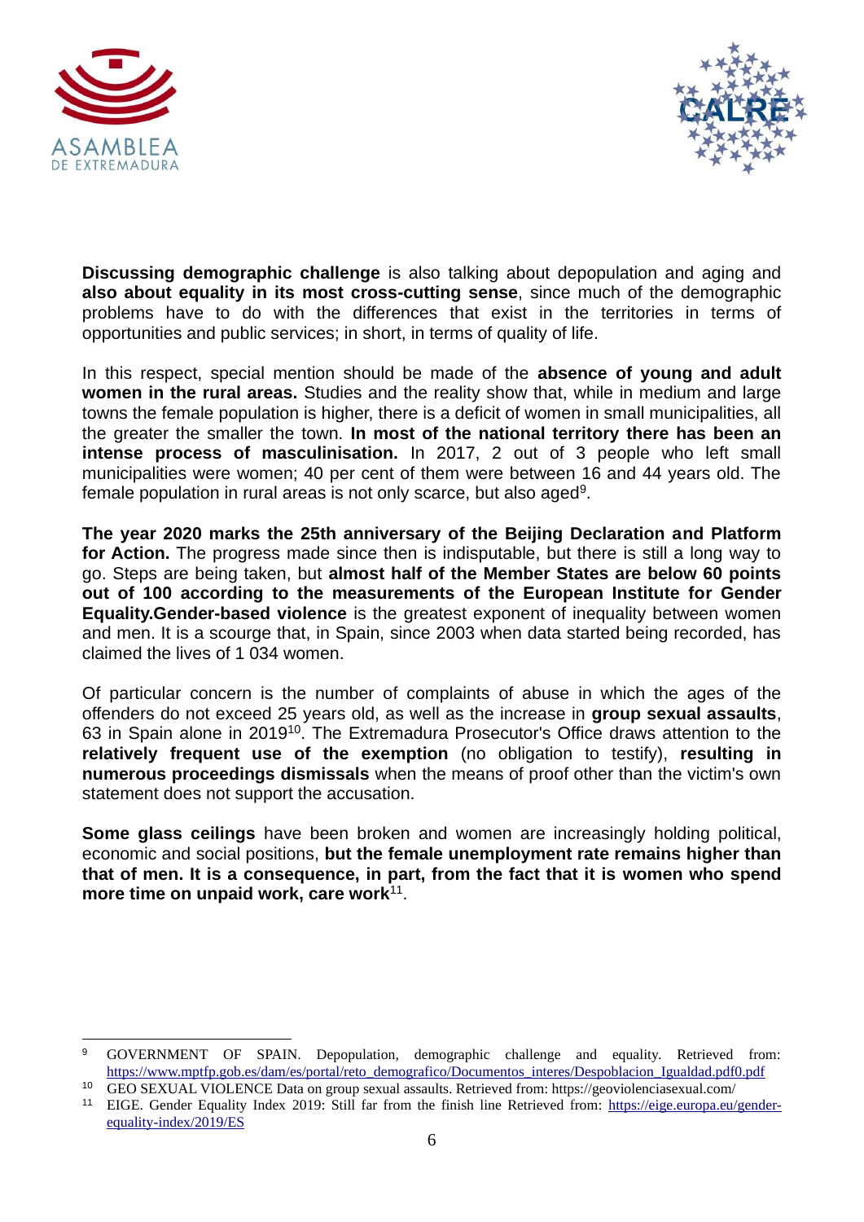**Discussing demographic challenge** is also talking about depopulation and aging and **also about equality in its most cross-cutting sense**, since much of the demographic problems have to do with the differences that exist in the territories in terms of opportunities and public services; in short, in terms of quality of life.

In this respect, special mention should be made of the **absence of young and adult women in the rural areas.** Studies and the reality show that, while in medium and large towns the female population is higher, there is a deficit of women in small municipalities, all the greater the smaller the town. **In most of the national territory there has been an intense process of masculinisation.** In 2017, 2 out of 3 people who left small municipalities were women; 40 per cent of them were between 16 and 44 years old. The female population in rural areas is not only scarce, but also aged[9].

**The year 2020 marks the 25th anniversary of the Beijing Declaration and Platform for Action.** The progress made since then is indisputable, but there is still a long way to go. Steps are being taken, but **almost half of the Member States are below 60 points out of 100 according to the measurements of the European Institute for Gender Equality.Gender-based violence** is the greatest exponent of inequality between women and men. It is a scourge that, in Spain, since 2003 when data started being recorded, has claimed the lives of 1 034 women.

Of particular concern is the number of complaints of abuse in which the ages of the offenders do not exceed 25 years old, as well as the increase in **group sexual assaults**, 63 in Spain alone in 2019[10]. The Extremadura Prosecutor's Office draws attention to the **relatively frequent use of the exemption** (no obligation to testify), **resulting in numerous proceedings dismissals** when the means of proof other than the victim's own statement does not support the accusation.

**Some glass ceilings** have been broken and women are increasingly holding political, economic and social positions, **but the female unemployment rate remains higher than that of men. It is a consequence, in part, from the fact that it is women who spend more time on unpaid work, care work**[11].

---

[9] GOVERNMENT OF SPAIN. Depopulation, demographic challenge and equality. Retrieved from: https://www.mptfp.gob.es/dam/es/portal/reto_demografico/Documentos_interes/Despoblacion_Igualdad.pdf0.pdf

[10] GEO SEXUAL VIOLENCE Data on group sexual assaults. Retrieved from: https://geoviolenciasexual.com/

[11] EIGE. Gender Equality Index 2019: Still far from the finish line Retrieved from: https://eige.europa.eu/gender-equality-index/2019/ES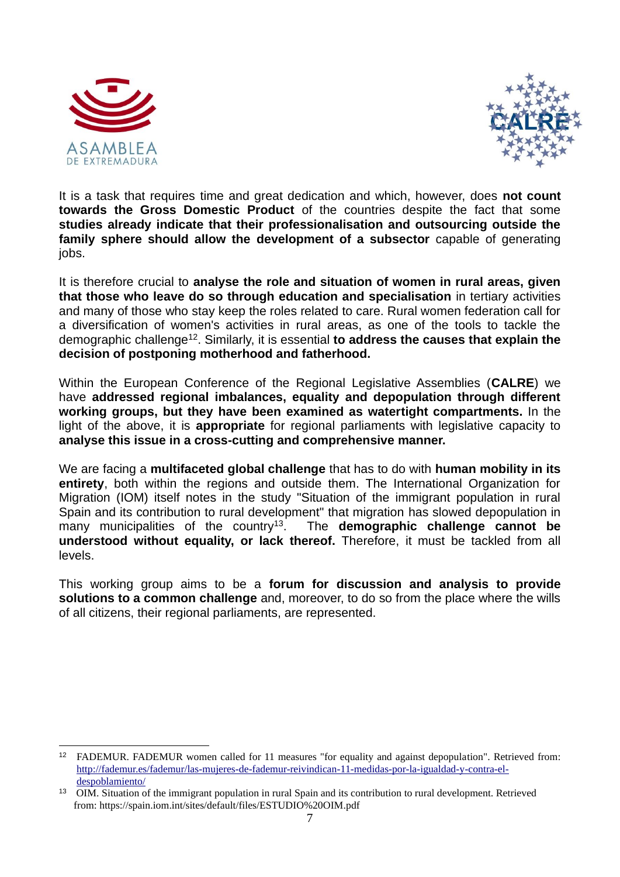It is a task that requires time and great dedication and which, however, does **not count towards the Gross Domestic Product** of the countries despite the fact that some **studies already indicate that their professionalisation and outsourcing outside the family sphere should allow the development of a subsector** capable of generating jobs.

It is therefore crucial to **analyse the role and situation of women in rural areas, given that those who leave do so through education and specialisation** in tertiary activities and many of those who stay keep the roles related to care. Rural women federation call for a diversification of women's activities in rural areas, as one of the tools to tackle the demographic challenge[12]. Similarly, it is essential **to address the causes that explain the decision of postponing motherhood and fatherhood.**

Within the European Conference of the Regional Legislative Assemblies (**CALRE**) we have **addressed regional imbalances, equality and depopulation through different working groups, but they have been examined as watertight compartments.** In the light of the above, it is **appropriate** for regional parliaments with legislative capacity to **analyse this issue in a cross-cutting and comprehensive manner.**

We are facing a **multifaceted global challenge** that has to do with **human mobility in its entirety**, both within the regions and outside them. The International Organization for Migration (IOM) itself notes in the study "Situation of the immigrant population in rural Spain and its contribution to rural development" that migration has slowed depopulation in many municipalities of the country[13]. The **demographic challenge cannot be understood without equality, or lack thereof.** Therefore, it must be tackled from all levels.

This working group aims to be a **forum for discussion and analysis to provide solutions to a common challenge** and, moreover, to do so from the place where the wills of all citizens, their regional parliaments, are represented.

---

[12] FADEMUR. FADEMUR women called for 11 measures "for equality and against depopulation". Retrieved from: http://fademur.es/fademur/las-mujeres-de-fademur-reivindican-11-medidas-por-la-igualdad-y-contra-el-despoblamiento/

[13] OIM. Situation of the immigrant population in rural Spain and its contribution to rural development. Retrieved from: https://spain.iom.int/sites/default/files/ESTUDIO%20OIM.pdf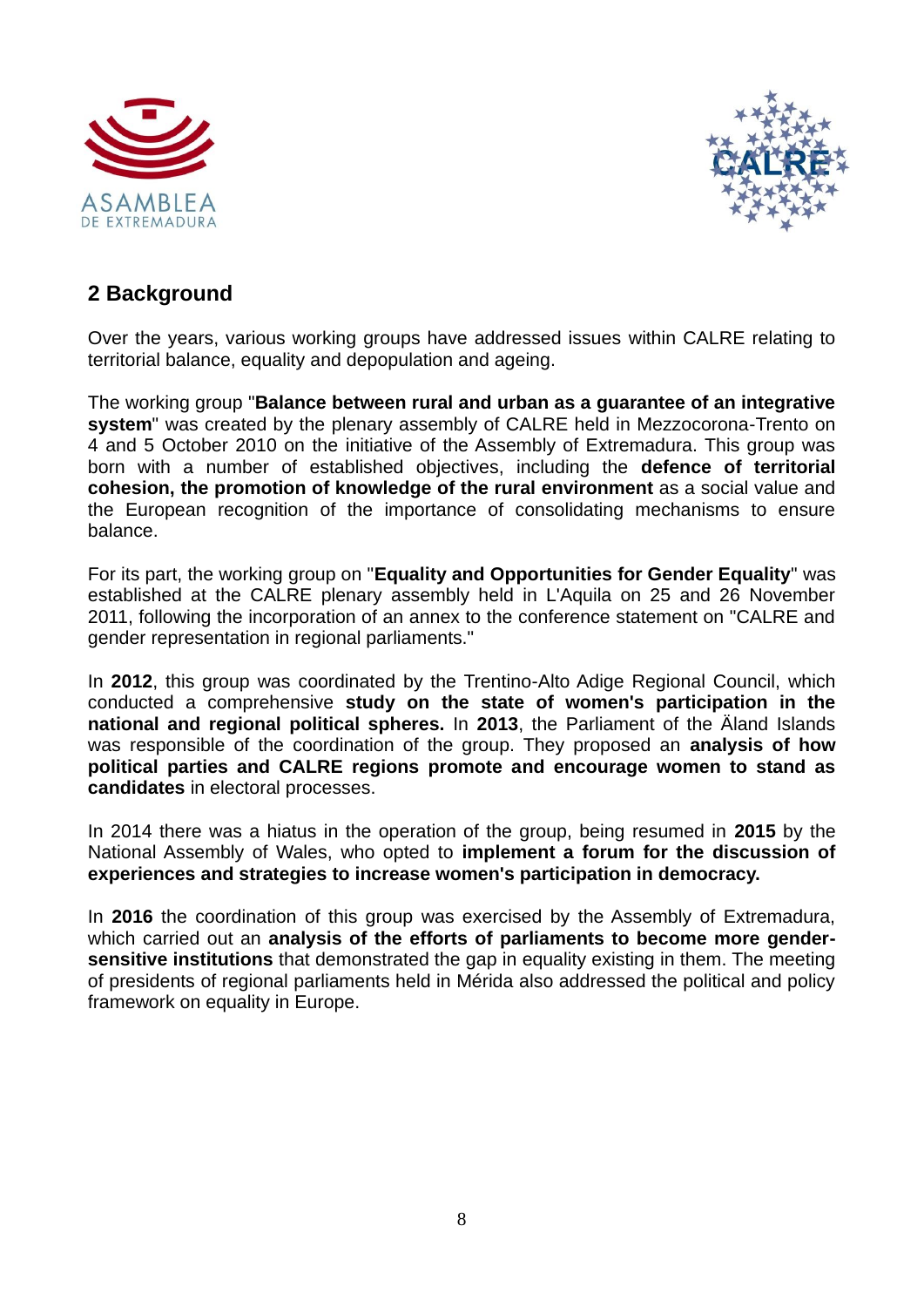## 2 Background

Over the years, various working groups have addressed issues within CALRE relating to territorial balance, equality and depopulation and ageing.

The working group "**Balance between rural and urban as a guarantee of an integrative system**" was created by the plenary assembly of CALRE held in Mezzocorona-Trento on 4 and 5 October 2010 on the initiative of the Assembly of Extremadura. This group was born with a number of established objectives, including the **defence of territorial cohesion, the promotion of knowledge of the rural environment** as a social value and the European recognition of the importance of consolidating mechanisms to ensure balance.

For its part, the working group on "**Equality and Opportunities for Gender Equality**" was established at the CALRE plenary assembly held in L'Aquila on 25 and 26 November 2011, following the incorporation of an annex to the conference statement on "CALRE and gender representation in regional parliaments."

In **2012**, this group was coordinated by the Trentino-Alto Adige Regional Council, which conducted a comprehensive **study on the state of women's participation in the national and regional political spheres.** In **2013**, the Parliament of the Äland Islands was responsible of the coordination of the group. They proposed an **analysis of how political parties and CALRE regions promote and encourage women to stand as candidates** in electoral processes.

In 2014 there was a hiatus in the operation of the group, being resumed in **2015** by the National Assembly of Wales, who opted to **implement a forum for the discussion of experiences and strategies to increase women's participation in democracy.**

In **2016** the coordination of this group was exercised by the Assembly of Extremadura, which carried out an **analysis of the efforts of parliaments to become more gender-sensitive institutions** that demonstrated the gap in equality existing in them. The meeting of presidents of regional parliaments held in Mérida also addressed the political and policy framework on equality in Europe.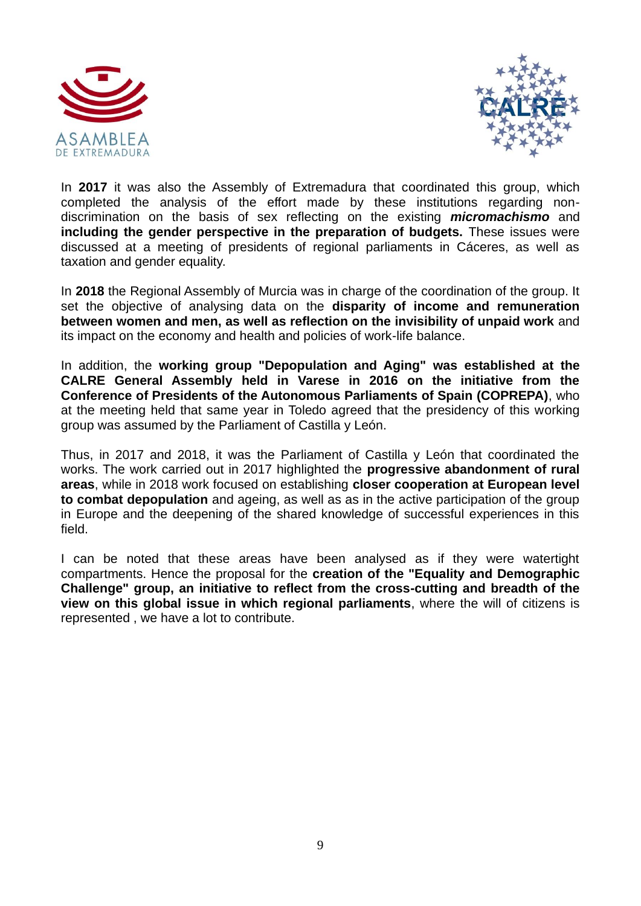In **2017** it was also the Assembly of Extremadura that coordinated this group, which completed the analysis of the effort made by these institutions regarding non-discrimination on the basis of sex reflecting on the existing ***micromachismo*** and **including the gender perspective in the preparation of budgets.** These issues were discussed at a meeting of presidents of regional parliaments in Cáceres, as well as taxation and gender equality.

In **2018** the Regional Assembly of Murcia was in charge of the coordination of the group. It set the objective of analysing data on the **disparity of income and remuneration between women and men, as well as reflection on the invisibility of unpaid work** and its impact on the economy and health and policies of work-life balance.

In addition, the **working group "Depopulation and Aging" was established at the CALRE General Assembly held in Varese in 2016 on the initiative from the Conference of Presidents of the Autonomous Parliaments of Spain (COPREPA)**, who at the meeting held that same year in Toledo agreed that the presidency of this working group was assumed by the Parliament of Castilla y León.

Thus, in 2017 and 2018, it was the Parliament of Castilla y León that coordinated the works. The work carried out in 2017 highlighted the **progressive abandonment of rural areas**, while in 2018 work focused on establishing **closer cooperation at European level to combat depopulation** and ageing, as well as as in the active participation of the group in Europe and the deepening of the shared knowledge of successful experiences in this field.

I can be noted that these areas have been analysed as if they were watertight compartments. Hence the proposal for the **creation of the "Equality and Demographic Challenge" group, an initiative to reflect from the cross-cutting and breadth of the view on this global issue in which regional parliaments**, where the will of citizens is represented , we have a lot to contribute.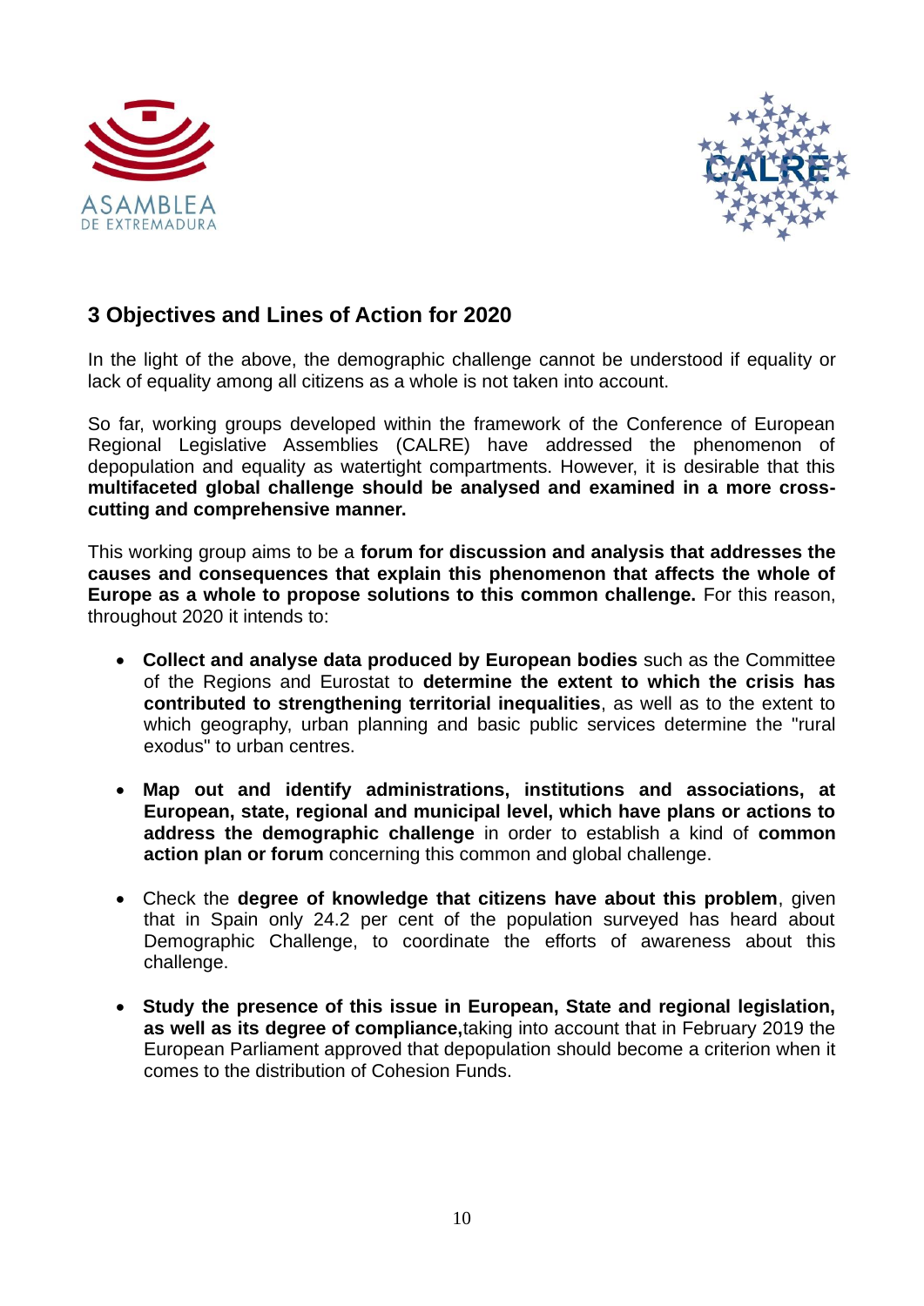## 3 Objectives and Lines of Action for 2020

In the light of the above, the demographic challenge cannot be understood if equality or lack of equality among all citizens as a whole is not taken into account.

So far, working groups developed within the framework of the Conference of European Regional Legislative Assemblies (CALRE) have addressed the phenomenon of depopulation and equality as watertight compartments. However, it is desirable that this **multifaceted global challenge should be analysed and examined in a more cross-cutting and comprehensive manner.**

This working group aims to be a **forum for discussion and analysis that addresses the causes and consequences that explain this phenomenon that affects the whole of Europe as a whole to propose solutions to this common challenge.** For this reason, throughout 2020 it intends to:

- **Collect and analyse data produced by European bodies** such as the Committee of the Regions and Eurostat to **determine the extent to which the crisis has contributed to strengthening territorial inequalities**, as well as to the extent to which geography, urban planning and basic public services determine the "rural exodus" to urban centres.

- **Map out and identify administrations, institutions and associations, at European, state, regional and municipal level, which have plans or actions to address the demographic challenge** in order to establish a kind of **common action plan or forum** concerning this common and global challenge.

- Check the **degree of knowledge that citizens have about this problem**, given that in Spain only 24.2 per cent of the population surveyed has heard about Demographic Challenge, to coordinate the efforts of awareness about this challenge.

- **Study the presence of this issue in European, State and regional legislation, as well as its degree of compliance,**taking into account that in February 2019 the European Parliament approved that depopulation should become a criterion when it comes to the distribution of Cohesion Funds.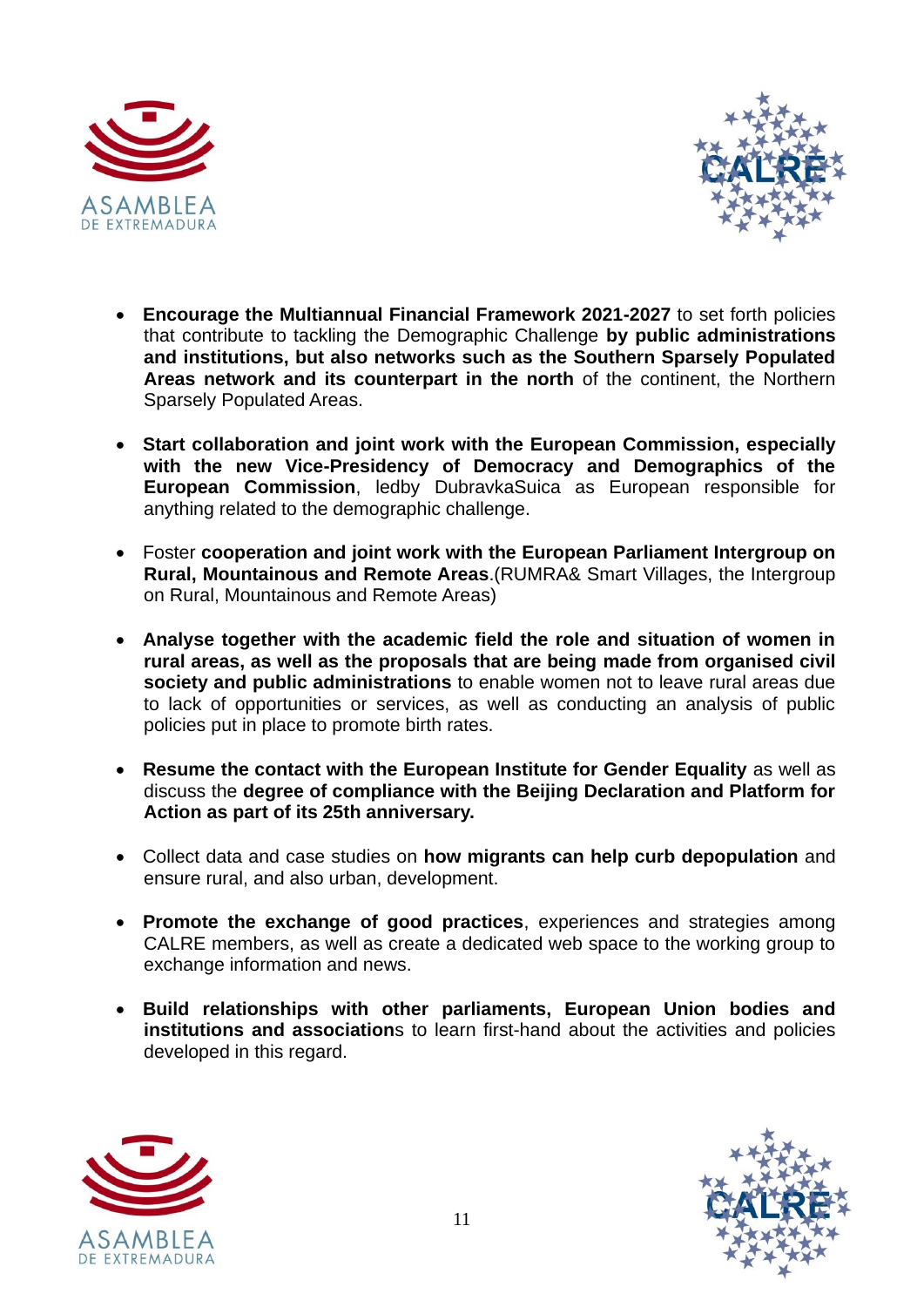- **Encourage the Multiannual Financial Framework 2021-2027** to set forth policies that contribute to tackling the Demographic Challenge **by public administrations and institutions, but also networks such as the Southern Sparsely Populated Areas network and its counterpart in the north** of the continent, the Northern Sparsely Populated Areas.

- **Start collaboration and joint work with the European Commission, especially with the new Vice-Presidency of Democracy and Demographics of the European Commission**, ledby DubravkaSuica as European responsible for anything related to the demographic challenge.

- Foster **cooperation and joint work with the European Parliament Intergroup on Rural, Mountainous and Remote Areas**.(RUMRA& Smart Villages, the Intergroup on Rural, Mountainous and Remote Areas)

- **Analyse together with the academic field the role and situation of women in rural areas, as well as the proposals that are being made from organised civil society and public administrations** to enable women not to leave rural areas due to lack of opportunities or services, as well as conducting an analysis of public policies put in place to promote birth rates.

- **Resume the contact with the European Institute for Gender Equality** as well as discuss the **degree of compliance with the Beijing Declaration and Platform for Action as part of its 25th anniversary.**

- Collect data and case studies on **how migrants can help curb depopulation** and ensure rural, and also urban, development.

- **Promote the exchange of good practices**, experiences and strategies among CALRE members, as well as create a dedicated web space to the working group to exchange information and news.

- **Build relationships with other parliaments, European Union bodies and institutions and associations** to learn first-hand about the activities and policies developed in this regard.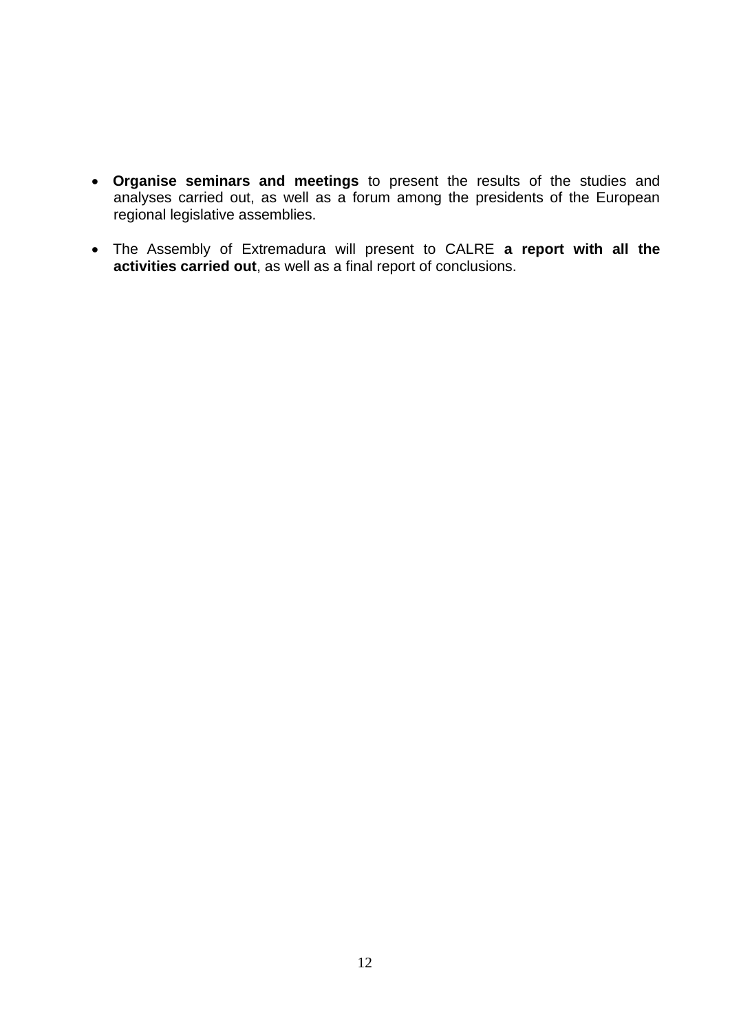- **Organise seminars and meetings** to present the results of the studies and analyses carried out, as well as a forum among the presidents of the European regional legislative assemblies.

- The Assembly of Extremadura will present to CALRE **a report with all the activities carried out**, as well as a final report of conclusions.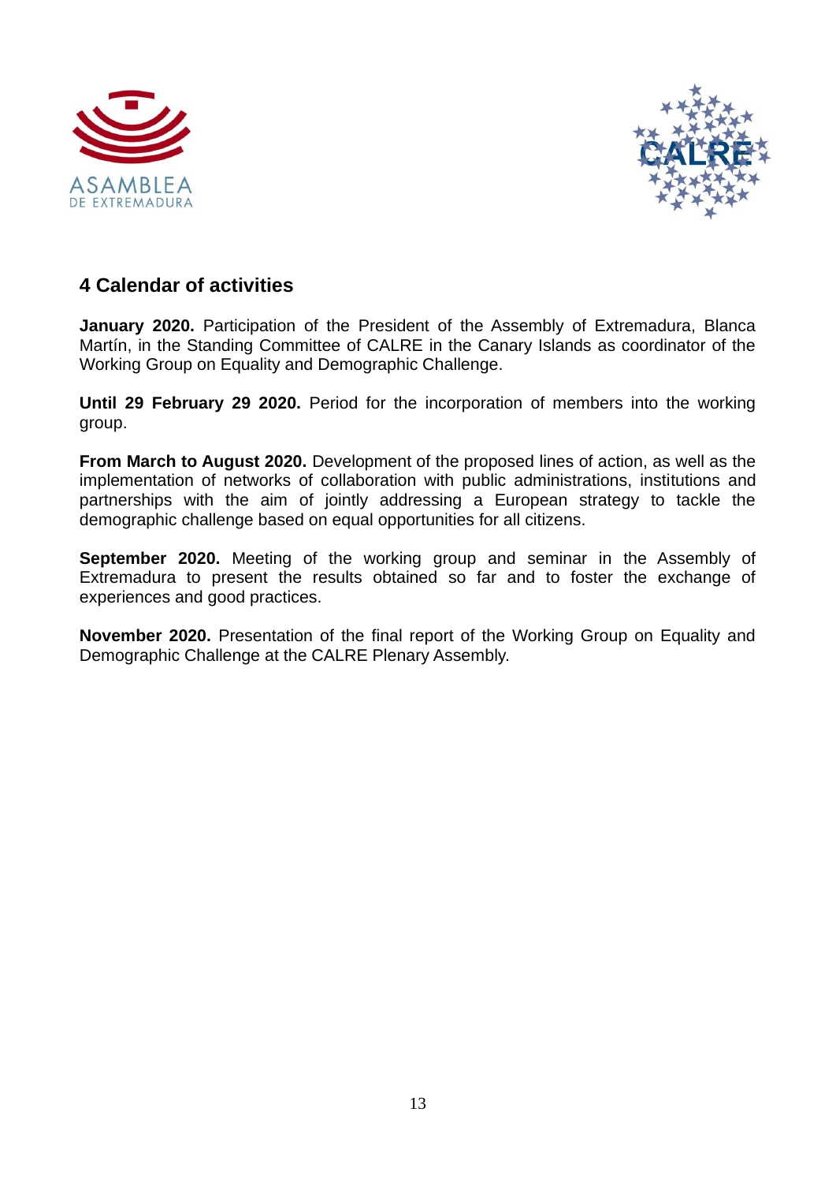## 4 Calendar of activities

**January 2020.** Participation of the President of the Assembly of Extremadura, Blanca Martín, in the Standing Committee of CALRE in the Canary Islands as coordinator of the Working Group on Equality and Demographic Challenge.

**Until 29 February 29 2020.** Period for the incorporation of members into the working group.

**From March to August 2020.** Development of the proposed lines of action, as well as the implementation of networks of collaboration with public administrations, institutions and partnerships with the aim of jointly addressing a European strategy to tackle the demographic challenge based on equal opportunities for all citizens.

**September 2020.** Meeting of the working group and seminar in the Assembly of Extremadura to present the results obtained so far and to foster the exchange of experiences and good practices.

**November 2020.** Presentation of the final report of the Working Group on Equality and Demographic Challenge at the CALRE Plenary Assembly.